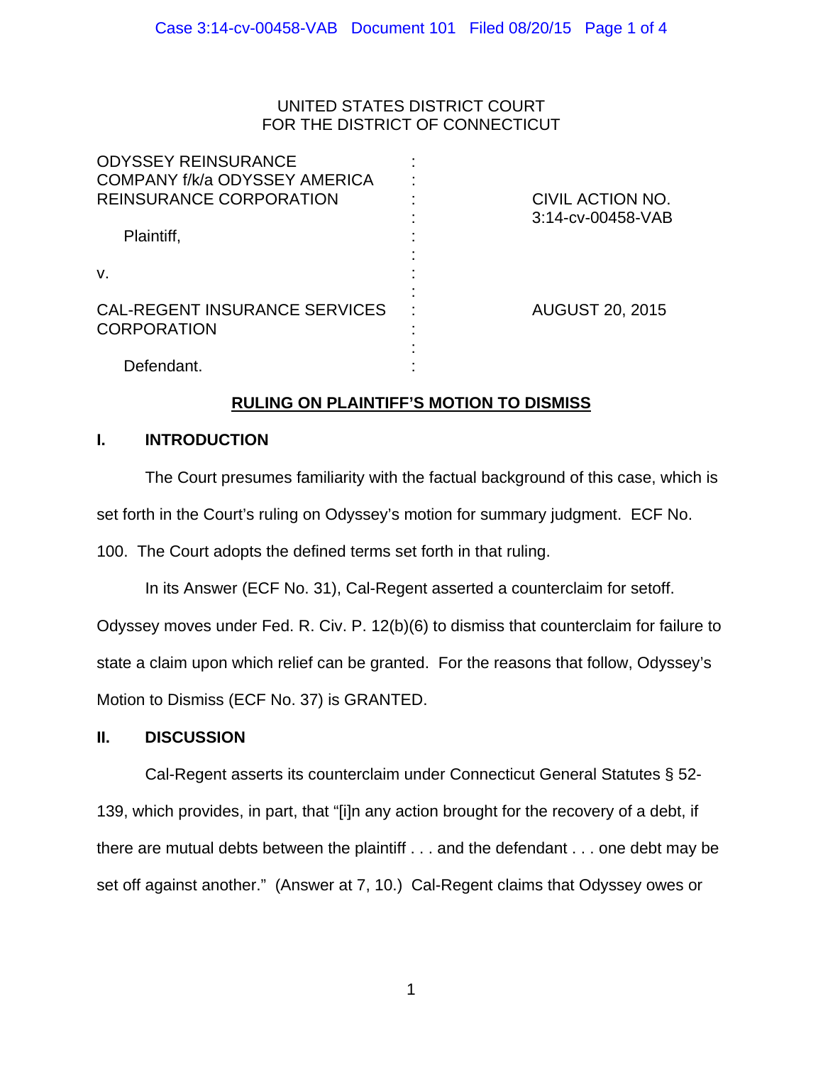UNITED STATES DISTRICT COURT
FOR THE DISTRICT OF CONNECTICUT

| | | |
|---|---|---|
| ODYSSEY REINSURANCE COMPANY f/k/a ODYSSEY AMERICA REINSURANCE CORPORATION<br><br>Plaintiff,<br><br>v.<br><br>CAL-REGENT INSURANCE SERVICES CORPORATION<br><br>Defendant. | : | CIVIL ACTION NO. 3:14-cv-00458-VAB<br><br>AUGUST 20, 2015 |

## RULING ON PLAINTIFF'S MOTION TO DISMISS

### I. INTRODUCTION

The Court presumes familiarity with the factual background of this case, which is set forth in the Court's ruling on Odyssey's motion for summary judgment. ECF No. 100. The Court adopts the defined terms set forth in that ruling.

In its Answer (ECF No. 31), Cal-Regent asserted a counterclaim for setoff. Odyssey moves under Fed. R. Civ. P. 12(b)(6) to dismiss that counterclaim for failure to state a claim upon which relief can be granted. For the reasons that follow, Odyssey's Motion to Dismiss (ECF No. 37) is GRANTED.

### II. DISCUSSION

Cal-Regent asserts its counterclaim under Connecticut General Statutes § 52-139, which provides, in part, that "[i]n any action brought for the recovery of a debt, if there are mutual debts between the plaintiff . . . and the defendant . . . one debt may be set off against another." (Answer at 7, 10.) Cal-Regent claims that Odyssey owes or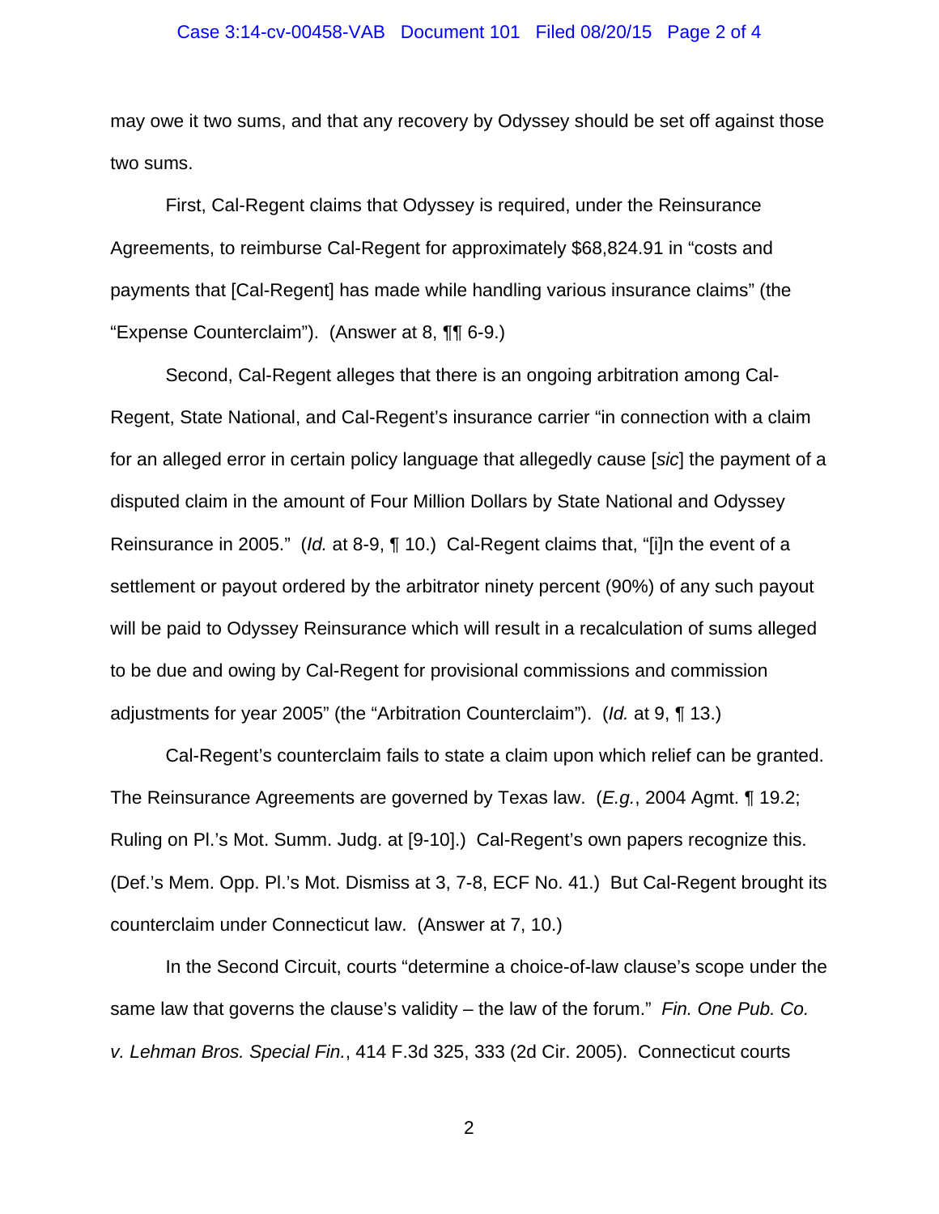may owe it two sums, and that any recovery by Odyssey should be set off against those two sums.

First, Cal-Regent claims that Odyssey is required, under the Reinsurance Agreements, to reimburse Cal-Regent for approximately $68,824.91 in "costs and payments that [Cal-Regent] has made while handling various insurance claims" (the "Expense Counterclaim"). (Answer at 8, ¶¶ 6-9.)

Second, Cal-Regent alleges that there is an ongoing arbitration among Cal-Regent, State National, and Cal-Regent's insurance carrier "in connection with a claim for an alleged error in certain policy language that allegedly cause [*sic*] the payment of a disputed claim in the amount of Four Million Dollars by State National and Odyssey Reinsurance in 2005." (*Id.* at 8-9, ¶ 10.) Cal-Regent claims that, "[i]n the event of a settlement or payout ordered by the arbitrator ninety percent (90%) of any such payout will be paid to Odyssey Reinsurance which will result in a recalculation of sums alleged to be due and owing by Cal-Regent for provisional commissions and commission adjustments for year 2005" (the "Arbitration Counterclaim"). (*Id.* at 9, ¶ 13.)

Cal-Regent's counterclaim fails to state a claim upon which relief can be granted. The Reinsurance Agreements are governed by Texas law. (*E.g.*, 2004 Agmt. ¶ 19.2; Ruling on Pl.'s Mot. Summ. Judg. at [9-10].) Cal-Regent's own papers recognize this. (Def.'s Mem. Opp. Pl.'s Mot. Dismiss at 3, 7-8, ECF No. 41.) But Cal-Regent brought its counterclaim under Connecticut law. (Answer at 7, 10.)

In the Second Circuit, courts "determine a choice-of-law clause's scope under the same law that governs the clause's validity – the law of the forum." *Fin. One Pub. Co. v. Lehman Bros. Special Fin.*, 414 F.3d 325, 333 (2d Cir. 2005). Connecticut courts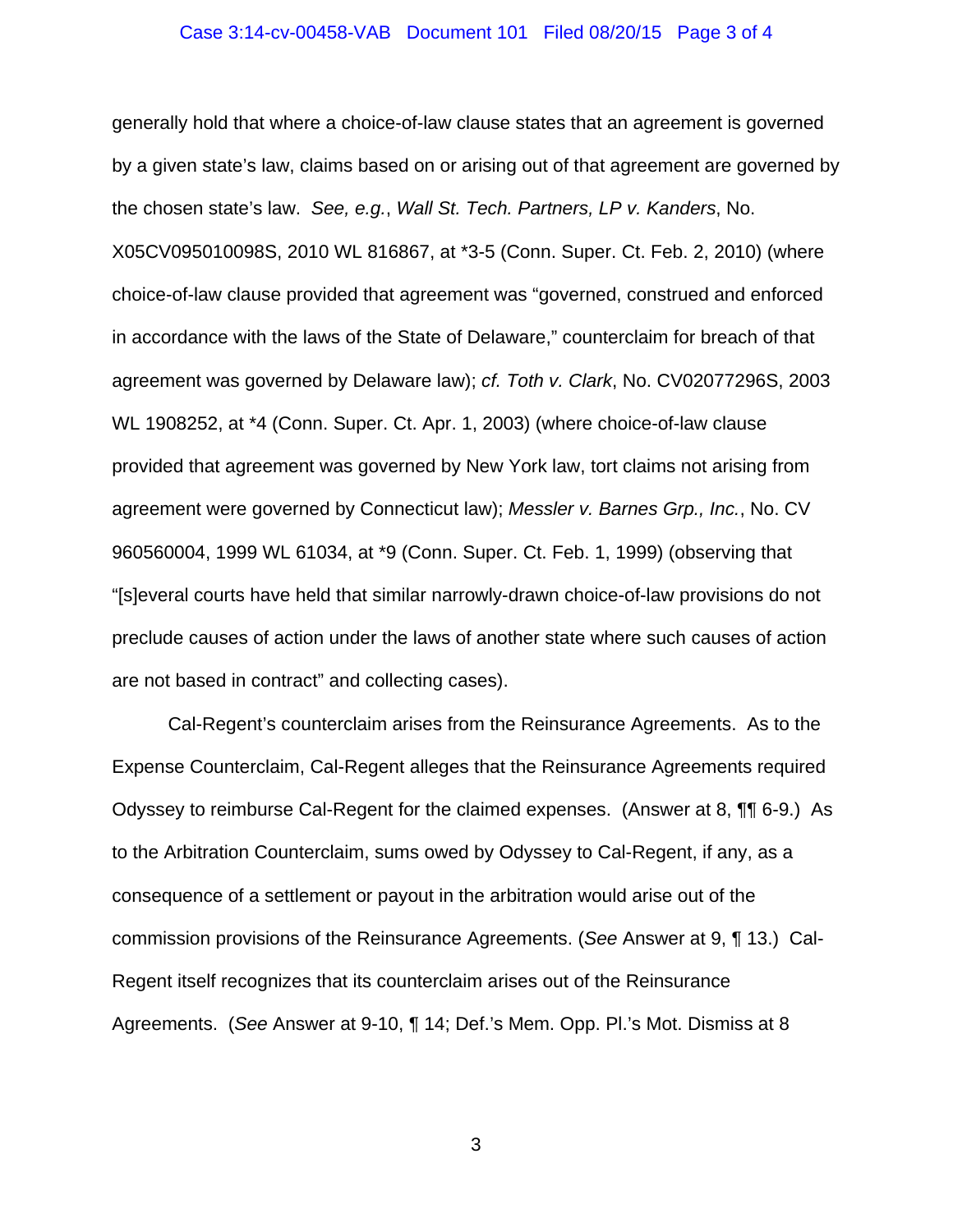generally hold that where a choice-of-law clause states that an agreement is governed by a given state's law, claims based on or arising out of that agreement are governed by the chosen state's law. *See, e.g.*, *Wall St. Tech. Partners, LP v. Kanders*, No. X05CV095010098S, 2010 WL 816867, at *3-5 (Conn. Super. Ct. Feb. 2, 2010) (where choice-of-law clause provided that agreement was "governed, construed and enforced in accordance with the laws of the State of Delaware," counterclaim for breach of that agreement was governed by Delaware law); *cf. Toth v. Clark*, No. CV02077296S, 2003 WL 1908252, at *4 (Conn. Super. Ct. Apr. 1, 2003) (where choice-of-law clause provided that agreement was governed by New York law, tort claims not arising from agreement were governed by Connecticut law); *Messler v. Barnes Grp., Inc.*, No. CV 960560004, 1999 WL 61034, at *9 (Conn. Super. Ct. Feb. 1, 1999) (observing that "[s]everal courts have held that similar narrowly-drawn choice-of-law provisions do not preclude causes of action under the laws of another state where such causes of action are not based in contract" and collecting cases).

Cal-Regent's counterclaim arises from the Reinsurance Agreements. As to the Expense Counterclaim, Cal-Regent alleges that the Reinsurance Agreements required Odyssey to reimburse Cal-Regent for the claimed expenses. (Answer at 8, ¶¶ 6-9.) As to the Arbitration Counterclaim, sums owed by Odyssey to Cal-Regent, if any, as a consequence of a settlement or payout in the arbitration would arise out of the commission provisions of the Reinsurance Agreements. (*See* Answer at 9, ¶ 13.) Cal-Regent itself recognizes that its counterclaim arises out of the Reinsurance Agreements. (*See* Answer at 9-10, ¶ 14; Def.'s Mem. Opp. Pl.'s Mot. Dismiss at 8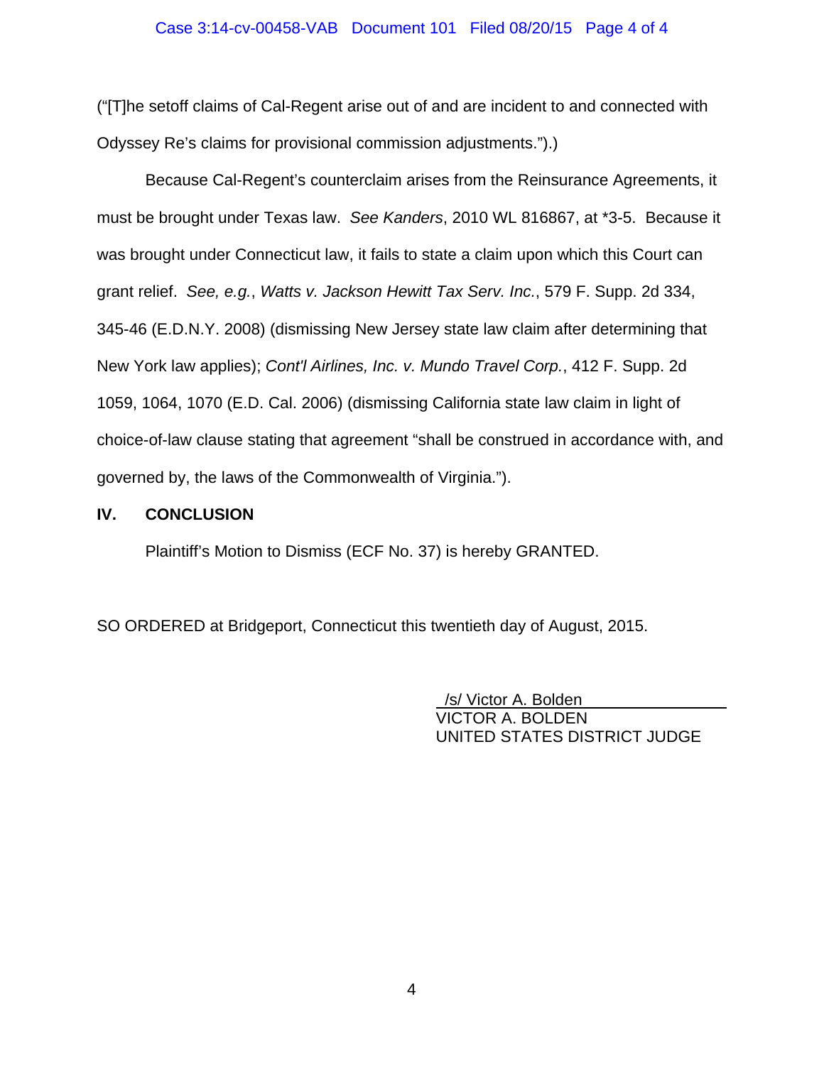("[T]he setoff claims of Cal-Regent arise out of and are incident to and connected with Odyssey Re's claims for provisional commission adjustments.").)

Because Cal-Regent's counterclaim arises from the Reinsurance Agreements, it must be brought under Texas law. *See Kanders*, 2010 WL 816867, at *3-5. Because it was brought under Connecticut law, it fails to state a claim upon which this Court can grant relief. *See, e.g.*, *Watts v. Jackson Hewitt Tax Serv. Inc.*, 579 F. Supp. 2d 334, 345-46 (E.D.N.Y. 2008) (dismissing New Jersey state law claim after determining that New York law applies); *Cont'l Airlines, Inc. v. Mundo Travel Corp.*, 412 F. Supp. 2d 1059, 1064, 1070 (E.D. Cal. 2006) (dismissing California state law claim in light of choice-of-law clause stating that agreement "shall be construed in accordance with, and governed by, the laws of the Commonwealth of Virginia.").

## IV. CONCLUSION

Plaintiff's Motion to Dismiss (ECF No. 37) is hereby GRANTED.

SO ORDERED at Bridgeport, Connecticut this twentieth day of August, 2015.

/s/ Victor A. Bolden
VICTOR A. BOLDEN
UNITED STATES DISTRICT JUDGE